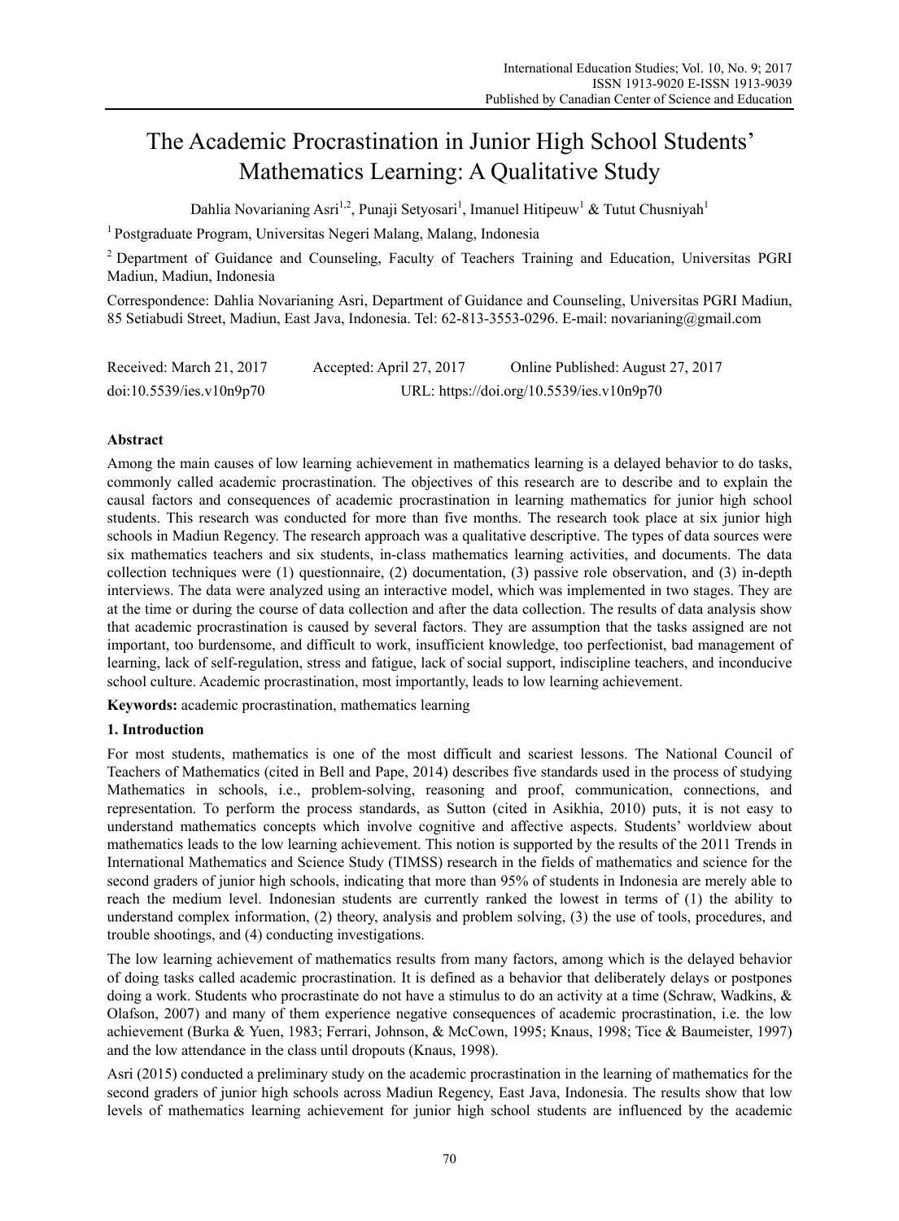# The Academic Procrastination in Junior High School Students' Mathematics Learning: A Qualitative Study

Dahlia Novarianing Asri[1,2], Punaji Setyosari[1], Imanuel Hitipeuw[1] & Tutut Chusniyah[1]

[1] Postgraduate Program, Universitas Negeri Malang, Malang, Indonesia

[2] Department of Guidance and Counseling, Faculty of Teachers Training and Education, Universitas PGRI Madiun, Madiun, Indonesia

Correspondence: Dahlia Novarianing Asri, Department of Guidance and Counseling, Universitas PGRI Madiun, 85 Setiabudi Street, Madiun, East Java, Indonesia. Tel: 62-813-3553-0296. E-mail: novarianing@gmail.com

Received: March 21, 2017 Accepted: April 27, 2017 Online Published: August 27, 2017

doi:10.5539/ies.v10n9p70 URL: https://doi.org/10.5539/ies.v10n9p70

## Abstract

Among the main causes of low learning achievement in mathematics learning is a delayed behavior to do tasks, commonly called academic procrastination. The objectives of this research are to describe and to explain the causal factors and consequences of academic procrastination in learning mathematics for junior high school students. This research was conducted for more than five months. The research took place at six junior high schools in Madiun Regency. The research approach was a qualitative descriptive. The types of data sources were six mathematics teachers and six students, in-class mathematics learning activities, and documents. The data collection techniques were (1) questionnaire, (2) documentation, (3) passive role observation, and (3) in-depth interviews. The data were analyzed using an interactive model, which was implemented in two stages. They are at the time or during the course of data collection and after the data collection. The results of data analysis show that academic procrastination is caused by several factors. They are assumption that the tasks assigned are not important, too burdensome, and difficult to work, insufficient knowledge, too perfectionist, bad management of learning, lack of self-regulation, stress and fatigue, lack of social support, indiscipline teachers, and inconducive school culture. Academic procrastination, most importantly, leads to low learning achievement.

**Keywords:** academic procrastination, mathematics learning

## 1. Introduction

For most students, mathematics is one of the most difficult and scariest lessons. The National Council of Teachers of Mathematics (cited in Bell and Pape, 2014) describes five standards used in the process of studying Mathematics in schools, i.e., problem-solving, reasoning and proof, communication, connections, and representation. To perform the process standards, as Sutton (cited in Asikhia, 2010) puts, it is not easy to understand mathematics concepts which involve cognitive and affective aspects. Students' worldview about mathematics leads to the low learning achievement. This notion is supported by the results of the 2011 Trends in International Mathematics and Science Study (TIMSS) research in the fields of mathematics and science for the second graders of junior high schools, indicating that more than 95% of students in Indonesia are merely able to reach the medium level. Indonesian students are currently ranked the lowest in terms of (1) the ability to understand complex information, (2) theory, analysis and problem solving, (3) the use of tools, procedures, and trouble shootings, and (4) conducting investigations.

The low learning achievement of mathematics results from many factors, among which is the delayed behavior of doing tasks called academic procrastination. It is defined as a behavior that deliberately delays or postpones doing a work. Students who procrastinate do not have a stimulus to do an activity at a time (Schraw, Wadkins, & Olafson, 2007) and many of them experience negative consequences of academic procrastination, i.e. the low achievement (Burka & Yuen, 1983; Ferrari, Johnson, & McCown, 1995; Knaus, 1998; Tice & Baumeister, 1997) and the low attendance in the class until dropouts (Knaus, 1998).

Asri (2015) conducted a preliminary study on the academic procrastination in the learning of mathematics for the second graders of junior high schools across Madiun Regency, East Java, Indonesia. The results show that low levels of mathematics learning achievement for junior high school students are influenced by the academic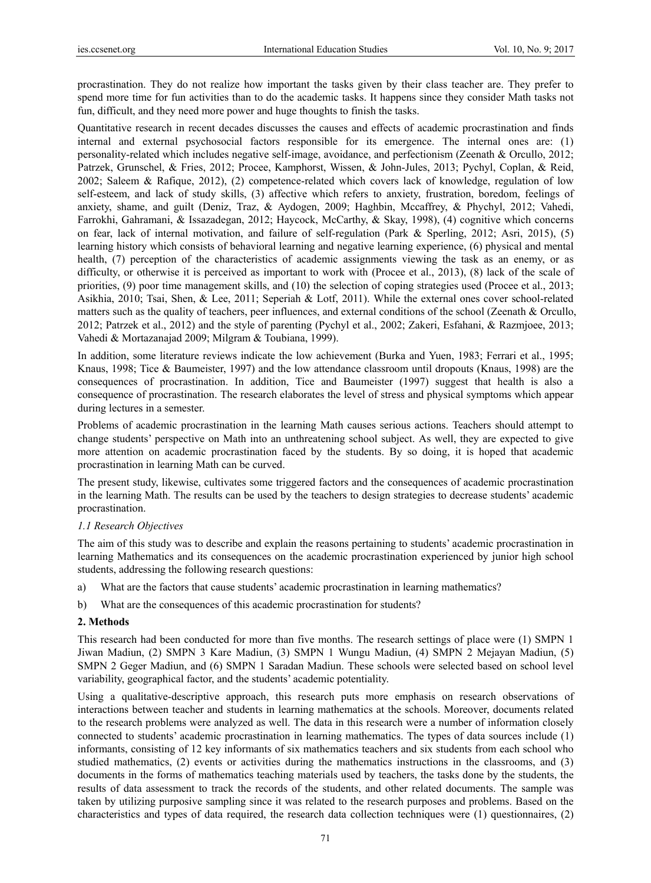procrastination. They do not realize how important the tasks given by their class teacher are. They prefer to spend more time for fun activities than to do the academic tasks. It happens since they consider Math tasks not fun, difficult, and they need more power and huge thoughts to finish the tasks.

Quantitative research in recent decades discusses the causes and effects of academic procrastination and finds internal and external psychosocial factors responsible for its emergence. The internal ones are: (1) personality-related which includes negative self-image, avoidance, and perfectionism (Zeenath & Orcullo, 2012; Patrzek, Grunschel, & Fries, 2012; Procee, Kamphorst, Wissen, & John-Jules, 2013; Pychyl, Coplan, & Reid, 2002; Saleem & Rafique, 2012), (2) competence-related which covers lack of knowledge, regulation of low self-esteem, and lack of study skills, (3) affective which refers to anxiety, frustration, boredom, feelings of anxiety, shame, and guilt (Deniz, Traz, & Aydogen, 2009; Haghbin, Mccaffrey, & Phychyl, 2012; Vahedi, Farrokhi, Gahramani, & Issazadegan, 2012; Haycock, McCarthy, & Skay, 1998), (4) cognitive which concerns on fear, lack of internal motivation, and failure of self-regulation (Park & Sperling, 2012; Asri, 2015), (5) learning history which consists of behavioral learning and negative learning experience, (6) physical and mental health, (7) perception of the characteristics of academic assignments viewing the task as an enemy, or as difficulty, or otherwise it is perceived as important to work with (Procee et al., 2013), (8) lack of the scale of priorities, (9) poor time management skills, and (10) the selection of coping strategies used (Procee et al., 2013; Asikhia, 2010; Tsai, Shen, & Lee, 2011; Seperiah & Lotf, 2011). While the external ones cover school-related matters such as the quality of teachers, peer influences, and external conditions of the school (Zeenath & Orcullo, 2012; Patrzek et al., 2012) and the style of parenting (Pychyl et al., 2002; Zakeri, Esfahani, & Razmjoee, 2013; Vahedi & Mortazanajad 2009; Milgram & Toubiana, 1999).

In addition, some literature reviews indicate the low achievement (Burka and Yuen, 1983; Ferrari et al., 1995; Knaus, 1998; Tice & Baumeister, 1997) and the low attendance classroom until dropouts (Knaus, 1998) are the consequences of procrastination. In addition, Tice and Baumeister (1997) suggest that health is also a consequence of procrastination. The research elaborates the level of stress and physical symptoms which appear during lectures in a semester.

Problems of academic procrastination in the learning Math causes serious actions. Teachers should attempt to change students' perspective on Math into an unthreatening school subject. As well, they are expected to give more attention on academic procrastination faced by the students. By so doing, it is hoped that academic procrastination in learning Math can be curved.

The present study, likewise, cultivates some triggered factors and the consequences of academic procrastination in the learning Math. The results can be used by the teachers to design strategies to decrease students' academic procrastination.

### *1.1 Research Objectives*

The aim of this study was to describe and explain the reasons pertaining to students' academic procrastination in learning Mathematics and its consequences on the academic procrastination experienced by junior high school students, addressing the following research questions:

a) What are the factors that cause students' academic procrastination in learning mathematics?

b) What are the consequences of this academic procrastination for students?

## 2. Methods

This research had been conducted for more than five months. The research settings of place were (1) SMPN 1 Jiwan Madiun, (2) SMPN 3 Kare Madiun, (3) SMPN 1 Wungu Madiun, (4) SMPN 2 Mejayan Madiun, (5) SMPN 2 Geger Madiun, and (6) SMPN 1 Saradan Madiun. These schools were selected based on school level variability, geographical factor, and the students' academic potentiality.

Using a qualitative-descriptive approach, this research puts more emphasis on research observations of interactions between teacher and students in learning mathematics at the schools. Moreover, documents related to the research problems were analyzed as well. The data in this research were a number of information closely connected to students' academic procrastination in learning mathematics. The types of data sources include (1) informants, consisting of 12 key informants of six mathematics teachers and six students from each school who studied mathematics, (2) events or activities during the mathematics instructions in the classrooms, and (3) documents in the forms of mathematics teaching materials used by teachers, the tasks done by the students, the results of data assessment to track the records of the students, and other related documents. The sample was taken by utilizing purposive sampling since it was related to the research purposes and problems. Based on the characteristics and types of data required, the research data collection techniques were (1) questionnaires, (2)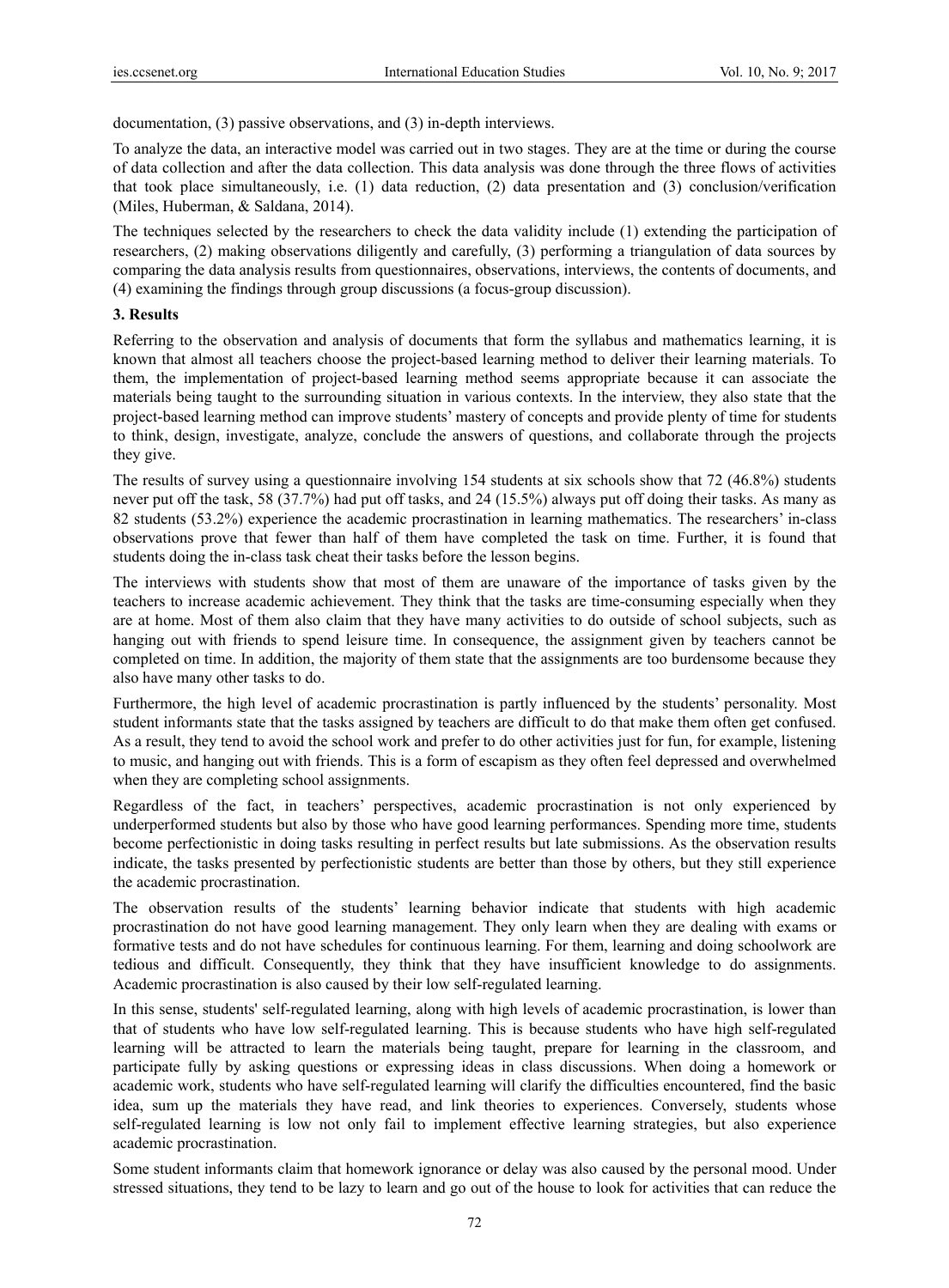documentation, (3) passive observations, and (3) in-depth interviews.

To analyze the data, an interactive model was carried out in two stages. They are at the time or during the course of data collection and after the data collection. This data analysis was done through the three flows of activities that took place simultaneously, i.e. (1) data reduction, (2) data presentation and (3) conclusion/verification (Miles, Huberman, & Saldana, 2014).

The techniques selected by the researchers to check the data validity include (1) extending the participation of researchers, (2) making observations diligently and carefully, (3) performing a triangulation of data sources by comparing the data analysis results from questionnaires, observations, interviews, the contents of documents, and (4) examining the findings through group discussions (a focus-group discussion).

## 3. Results

Referring to the observation and analysis of documents that form the syllabus and mathematics learning, it is known that almost all teachers choose the project-based learning method to deliver their learning materials. To them, the implementation of project-based learning method seems appropriate because it can associate the materials being taught to the surrounding situation in various contexts. In the interview, they also state that the project-based learning method can improve students' mastery of concepts and provide plenty of time for students to think, design, investigate, analyze, conclude the answers of questions, and collaborate through the projects they give.

The results of survey using a questionnaire involving 154 students at six schools show that 72 (46.8%) students never put off the task, 58 (37.7%) had put off tasks, and 24 (15.5%) always put off doing their tasks. As many as 82 students (53.2%) experience the academic procrastination in learning mathematics. The researchers' in-class observations prove that fewer than half of them have completed the task on time. Further, it is found that students doing the in-class task cheat their tasks before the lesson begins.

The interviews with students show that most of them are unaware of the importance of tasks given by the teachers to increase academic achievement. They think that the tasks are time-consuming especially when they are at home. Most of them also claim that they have many activities to do outside of school subjects, such as hanging out with friends to spend leisure time. In consequence, the assignment given by teachers cannot be completed on time. In addition, the majority of them state that the assignments are too burdensome because they also have many other tasks to do.

Furthermore, the high level of academic procrastination is partly influenced by the students' personality. Most student informants state that the tasks assigned by teachers are difficult to do that make them often get confused. As a result, they tend to avoid the school work and prefer to do other activities just for fun, for example, listening to music, and hanging out with friends. This is a form of escapism as they often feel depressed and overwhelmed when they are completing school assignments.

Regardless of the fact, in teachers' perspectives, academic procrastination is not only experienced by underperformed students but also by those who have good learning performances. Spending more time, students become perfectionistic in doing tasks resulting in perfect results but late submissions. As the observation results indicate, the tasks presented by perfectionistic students are better than those by others, but they still experience the academic procrastination.

The observation results of the students' learning behavior indicate that students with high academic procrastination do not have good learning management. They only learn when they are dealing with exams or formative tests and do not have schedules for continuous learning. For them, learning and doing schoolwork are tedious and difficult. Consequently, they think that they have insufficient knowledge to do assignments. Academic procrastination is also caused by their low self-regulated learning.

In this sense, students' self-regulated learning, along with high levels of academic procrastination, is lower than that of students who have low self-regulated learning. This is because students who have high self-regulated learning will be attracted to learn the materials being taught, prepare for learning in the classroom, and participate fully by asking questions or expressing ideas in class discussions. When doing a homework or academic work, students who have self-regulated learning will clarify the difficulties encountered, find the basic idea, sum up the materials they have read, and link theories to experiences. Conversely, students whose self-regulated learning is low not only fail to implement effective learning strategies, but also experience academic procrastination.

Some student informants claim that homework ignorance or delay was also caused by the personal mood. Under stressed situations, they tend to be lazy to learn and go out of the house to look for activities that can reduce the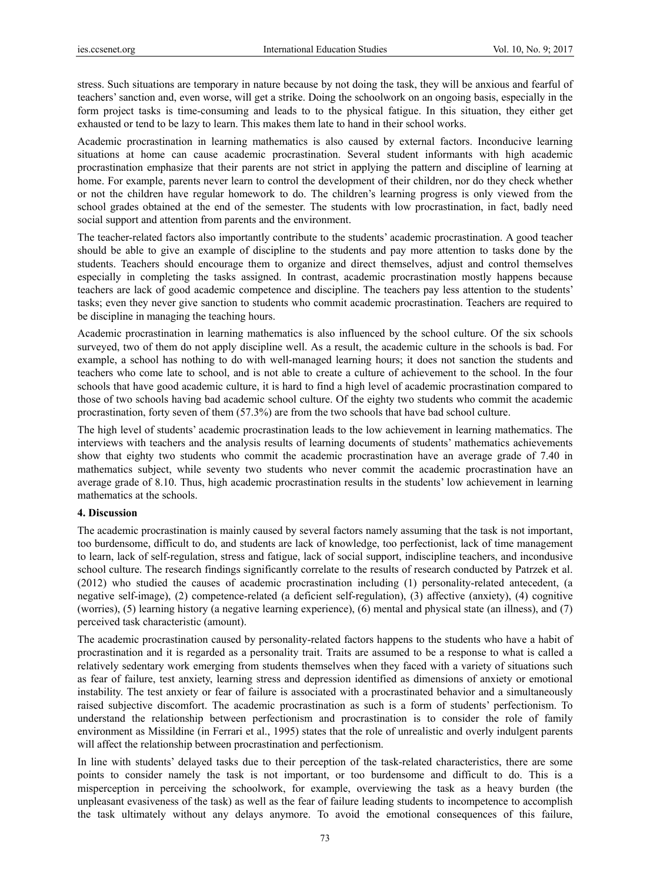stress. Such situations are temporary in nature because by not doing the task, they will be anxious and fearful of teachers' sanction and, even worse, will get a strike. Doing the schoolwork on an ongoing basis, especially in the form project tasks is time-consuming and leads to to the physical fatigue. In this situation, they either get exhausted or tend to be lazy to learn. This makes them late to hand in their school works.

Academic procrastination in learning mathematics is also caused by external factors. Inconducive learning situations at home can cause academic procrastination. Several student informants with high academic procrastination emphasize that their parents are not strict in applying the pattern and discipline of learning at home. For example, parents never learn to control the development of their children, nor do they check whether or not the children have regular homework to do. The children's learning progress is only viewed from the school grades obtained at the end of the semester. The students with low procrastination, in fact, badly need social support and attention from parents and the environment.

The teacher-related factors also importantly contribute to the students' academic procrastination. A good teacher should be able to give an example of discipline to the students and pay more attention to tasks done by the students. Teachers should encourage them to organize and direct themselves, adjust and control themselves especially in completing the tasks assigned. In contrast, academic procrastination mostly happens because teachers are lack of good academic competence and discipline. The teachers pay less attention to the students' tasks; even they never give sanction to students who commit academic procrastination. Teachers are required to be discipline in managing the teaching hours.

Academic procrastination in learning mathematics is also influenced by the school culture. Of the six schools surveyed, two of them do not apply discipline well. As a result, the academic culture in the schools is bad. For example, a school has nothing to do with well-managed learning hours; it does not sanction the students and teachers who come late to school, and is not able to create a culture of achievement to the school. In the four schools that have good academic culture, it is hard to find a high level of academic procrastination compared to those of two schools having bad academic school culture. Of the eighty two students who commit the academic procrastination, forty seven of them (57.3%) are from the two schools that have bad school culture.

The high level of students' academic procrastination leads to the low achievement in learning mathematics. The interviews with teachers and the analysis results of learning documents of students' mathematics achievements show that eighty two students who commit the academic procrastination have an average grade of 7.40 in mathematics subject, while seventy two students who never commit the academic procrastination have an average grade of 8.10. Thus, high academic procrastination results in the students' low achievement in learning mathematics at the schools.

## 4. Discussion

The academic procrastination is mainly caused by several factors namely assuming that the task is not important, too burdensome, difficult to do, and students are lack of knowledge, too perfectionist, lack of time management to learn, lack of self-regulation, stress and fatigue, lack of social support, indiscipline teachers, and incondusive school culture. The research findings significantly correlate to the results of research conducted by Patrzek et al. (2012) who studied the causes of academic procrastination including (1) personality-related antecedent, (a negative self-image), (2) competence-related (a deficient self-regulation), (3) affective (anxiety), (4) cognitive (worries), (5) learning history (a negative learning experience), (6) mental and physical state (an illness), and (7) perceived task characteristic (amount).

The academic procrastination caused by personality-related factors happens to the students who have a habit of procrastination and it is regarded as a personality trait. Traits are assumed to be a response to what is called a relatively sedentary work emerging from students themselves when they faced with a variety of situations such as fear of failure, test anxiety, learning stress and depression identified as dimensions of anxiety or emotional instability. The test anxiety or fear of failure is associated with a procrastinated behavior and a simultaneously raised subjective discomfort. The academic procrastination as such is a form of students' perfectionism. To understand the relationship between perfectionism and procrastination is to consider the role of family environment as Missildine (in Ferrari et al., 1995) states that the role of unrealistic and overly indulgent parents will affect the relationship between procrastination and perfectionism.

In line with students' delayed tasks due to their perception of the task-related characteristics, there are some points to consider namely the task is not important, or too burdensome and difficult to do. This is a misperception in perceiving the schoolwork, for example, overviewing the task as a heavy burden (the unpleasant evasiveness of the task) as well as the fear of failure leading students to incompetence to accomplish the task ultimately without any delays anymore. To avoid the emotional consequences of this failure,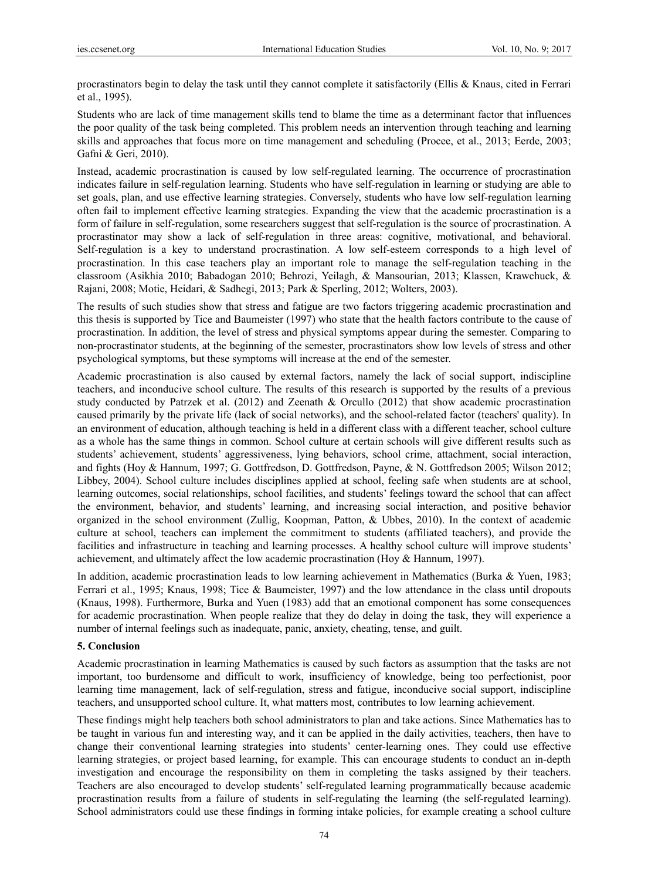procrastinators begin to delay the task until they cannot complete it satisfactorily (Ellis & Knaus, cited in Ferrari et al., 1995).

Students who are lack of time management skills tend to blame the time as a determinant factor that influences the poor quality of the task being completed. This problem needs an intervention through teaching and learning skills and approaches that focus more on time management and scheduling (Procee, et al., 2013; Eerde, 2003; Gafni & Geri, 2010).

Instead, academic procrastination is caused by low self-regulated learning. The occurrence of procrastination indicates failure in self-regulation learning. Students who have self-regulation in learning or studying are able to set goals, plan, and use effective learning strategies. Conversely, students who have low self-regulation learning often fail to implement effective learning strategies. Expanding the view that the academic procrastination is a form of failure in self-regulation, some researchers suggest that self-regulation is the source of procrastination. A procrastinator may show a lack of self-regulation in three areas: cognitive, motivational, and behavioral. Self-regulation is a key to understand procrastination. A low self-esteem corresponds to a high level of procrastination. In this case teachers play an important role to manage the self-regulation teaching in the classroom (Asikhia 2010; Babadogan 2010; Behrozi, Yeilagh, & Mansourian, 2013; Klassen, Krawchuck, & Rajani, 2008; Motie, Heidari, & Sadhegi, 2013; Park & Sperling, 2012; Wolters, 2003).

The results of such studies show that stress and fatigue are two factors triggering academic procrastination and this thesis is supported by Tice and Baumeister (1997) who state that the health factors contribute to the cause of procrastination. In addition, the level of stress and physical symptoms appear during the semester. Comparing to non-procrastinator students, at the beginning of the semester, procrastinators show low levels of stress and other psychological symptoms, but these symptoms will increase at the end of the semester.

Academic procrastination is also caused by external factors, namely the lack of social support, indiscipline teachers, and inconducive school culture. The results of this research is supported by the results of a previous study conducted by Patrzek et al. (2012) and Zeenath & Orcullo (2012) that show academic procrastination caused primarily by the private life (lack of social networks), and the school-related factor (teachers' quality). In an environment of education, although teaching is held in a different class with a different teacher, school culture as a whole has the same things in common. School culture at certain schools will give different results such as students' achievement, students' aggressiveness, lying behaviors, school crime, attachment, social interaction, and fights (Hoy & Hannum, 1997; G. Gottfredson, D. Gottfredson, Payne, & N. Gottfredson 2005; Wilson 2012; Libbey, 2004). School culture includes disciplines applied at school, feeling safe when students are at school, learning outcomes, social relationships, school facilities, and students' feelings toward the school that can affect the environment, behavior, and students' learning, and increasing social interaction, and positive behavior organized in the school environment (Zullig, Koopman, Patton, & Ubbes, 2010). In the context of academic culture at school, teachers can implement the commitment to students (affiliated teachers), and provide the facilities and infrastructure in teaching and learning processes. A healthy school culture will improve students' achievement, and ultimately affect the low academic procrastination (Hoy & Hannum, 1997).

In addition, academic procrastination leads to low learning achievement in Mathematics (Burka & Yuen, 1983; Ferrari et al., 1995; Knaus, 1998; Tice & Baumeister, 1997) and the low attendance in the class until dropouts (Knaus, 1998). Furthermore, Burka and Yuen (1983) add that an emotional component has some consequences for academic procrastination. When people realize that they do delay in doing the task, they will experience a number of internal feelings such as inadequate, panic, anxiety, cheating, tense, and guilt.

## 5. Conclusion

Academic procrastination in learning Mathematics is caused by such factors as assumption that the tasks are not important, too burdensome and difficult to work, insufficiency of knowledge, being too perfectionist, poor learning time management, lack of self-regulation, stress and fatigue, inconducive social support, indiscipline teachers, and unsupported school culture. It, what matters most, contributes to low learning achievement.

These findings might help teachers both school administrators to plan and take actions. Since Mathematics has to be taught in various fun and interesting way, and it can be applied in the daily activities, teachers, then have to change their conventional learning strategies into students' center-learning ones. They could use effective learning strategies, or project based learning, for example. This can encourage students to conduct an in-depth investigation and encourage the responsibility on them in completing the tasks assigned by their teachers. Teachers are also encouraged to develop students' self-regulated learning programmatically because academic procrastination results from a failure of students in self-regulating the learning (the self-regulated learning). School administrators could use these findings in forming intake policies, for example creating a school culture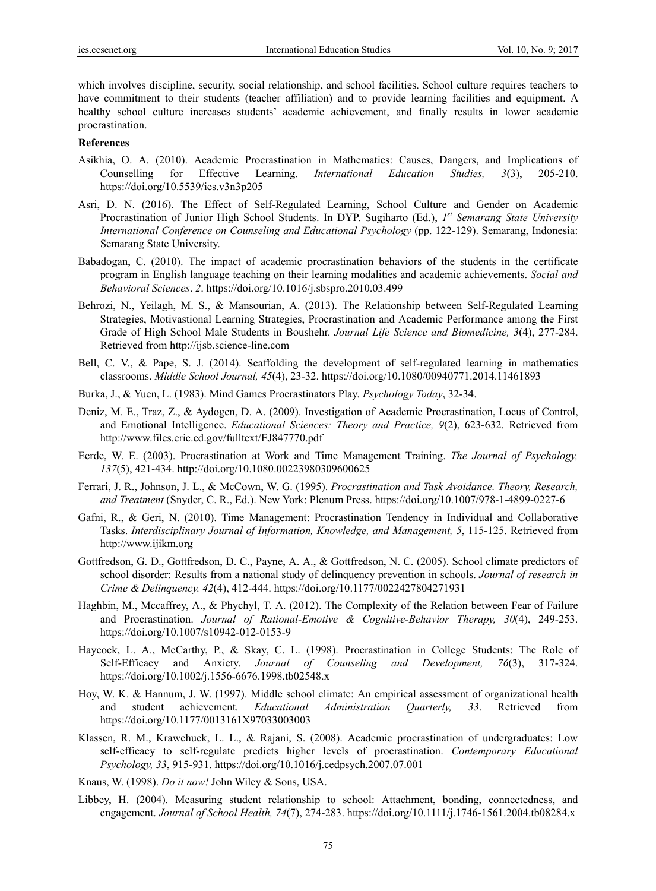which involves discipline, security, social relationship, and school facilities. School culture requires teachers to have commitment to their students (teacher affiliation) and to provide learning facilities and equipment. A healthy school culture increases students' academic achievement, and finally results in lower academic procrastination.

**References**

Asikhia, O. A. (2010). Academic Procrastination in Mathematics: Causes, Dangers, and Implications of Counselling for Effective Learning. *International Education Studies, 3*(3), 205-210. https://doi.org/10.5539/ies.v3n3p205

Asri, D. N. (2016). The Effect of Self-Regulated Learning, School Culture and Gender on Academic Procrastination of Junior High School Students. In DYP. Sugiharto (Ed.), *1st Semarang State University International Conference on Counseling and Educational Psychology* (pp. 122-129). Semarang, Indonesia: Semarang State University.

Babadogan, C. (2010). The impact of academic procrastination behaviors of the students in the certificate program in English language teaching on their learning modalities and academic achievements. *Social and Behavioral Sciences*. *2*. https://doi.org/10.1016/j.sbspro.2010.03.499

Behrozi, N., Yeilagh, M. S., & Mansourian, A. (2013). The Relationship between Self-Regulated Learning Strategies, Motivastional Learning Strategies, Procrastination and Academic Performance among the First Grade of High School Male Students in Boushehr. *Journal Life Science and Biomedicine, 3*(4), 277-284. Retrieved from http://ijsb.science-line.com

Bell, C. V., & Pape, S. J. (2014). Scaffolding the development of self-regulated learning in mathematics classrooms. *Middle School Journal, 45*(4), 23-32. https://doi.org/10.1080/00940771.2014.11461893

Burka, J., & Yuen, L. (1983). Mind Games Procrastinators Play. *Psychology Today*, 32-34.

Deniz, M. E., Traz, Z., & Aydogen, D. A. (2009). Investigation of Academic Procrastination, Locus of Control, and Emotional Intelligence. *Educational Sciences: Theory and Practice, 9*(2), 623-632. Retrieved from http://www.files.eric.ed.gov/fulltext/EJ847770.pdf

Eerde, W. E. (2003). Procrastination at Work and Time Management Training. *The Journal of Psychology, 137*(5), 421-434. http://doi.org/10.1080.00223980309600625

Ferrari, J. R., Johnson, J. L., & McCown, W. G. (1995). *Procrastination and Task Avoidance. Theory, Research, and Treatment* (Snyder, C. R., Ed.). New York: Plenum Press. https://doi.org/10.1007/978-1-4899-0227-6

Gafni, R., & Geri, N. (2010). Time Management: Procrastination Tendency in Individual and Collaborative Tasks. *Interdisciplinary Journal of Information, Knowledge, and Management, 5*, 115-125. Retrieved from http://www.ijikm.org

Gottfredson, G. D., Gottfredson, D. C., Payne, A. A., & Gottfredson, N. C. (2005). School climate predictors of school disorder: Results from a national study of delinquency prevention in schools. *Journal of research in Crime & Delinquency. 42*(4), 412-444. https://doi.org/10.1177/0022427804271931

Haghbin, M., Mccaffrey, A., & Phychyl, T. A. (2012). The Complexity of the Relation between Fear of Failure and Procrastination. *Journal of Rational-Emotive & Cognitive-Behavior Therapy, 30*(4), 249-253. https://doi.org/10.1007/s10942-012-0153-9

Haycock, L. A., McCarthy, P., & Skay, C. L. (1998). Procrastination in College Students: The Role of Self-Efficacy and Anxiety. *Journal of Counseling and Development, 76*(3), 317-324. https://doi.org/10.1002/j.1556-6676.1998.tb02548.x

Hoy, W. K. & Hannum, J. W. (1997). Middle school climate: An empirical assessment of organizational health and student achievement. *Educational Administration Quarterly, 33*. Retrieved from https://doi.org/10.1177/0013161X97033003003

Klassen, R. M., Krawchuck, L. L., & Rajani, S. (2008). Academic procrastination of undergraduates: Low self-efficacy to self-regulate predicts higher levels of procrastination. *Contemporary Educational Psychology, 33*, 915-931. https://doi.org/10.1016/j.cedpsych.2007.07.001

Knaus, W. (1998). *Do it now!* John Wiley & Sons, USA.

Libbey, H. (2004). Measuring student relationship to school: Attachment, bonding, connectedness, and engagement. *Journal of School Health, 74*(7), 274-283. https://doi.org/10.1111/j.1746-1561.2004.tb08284.x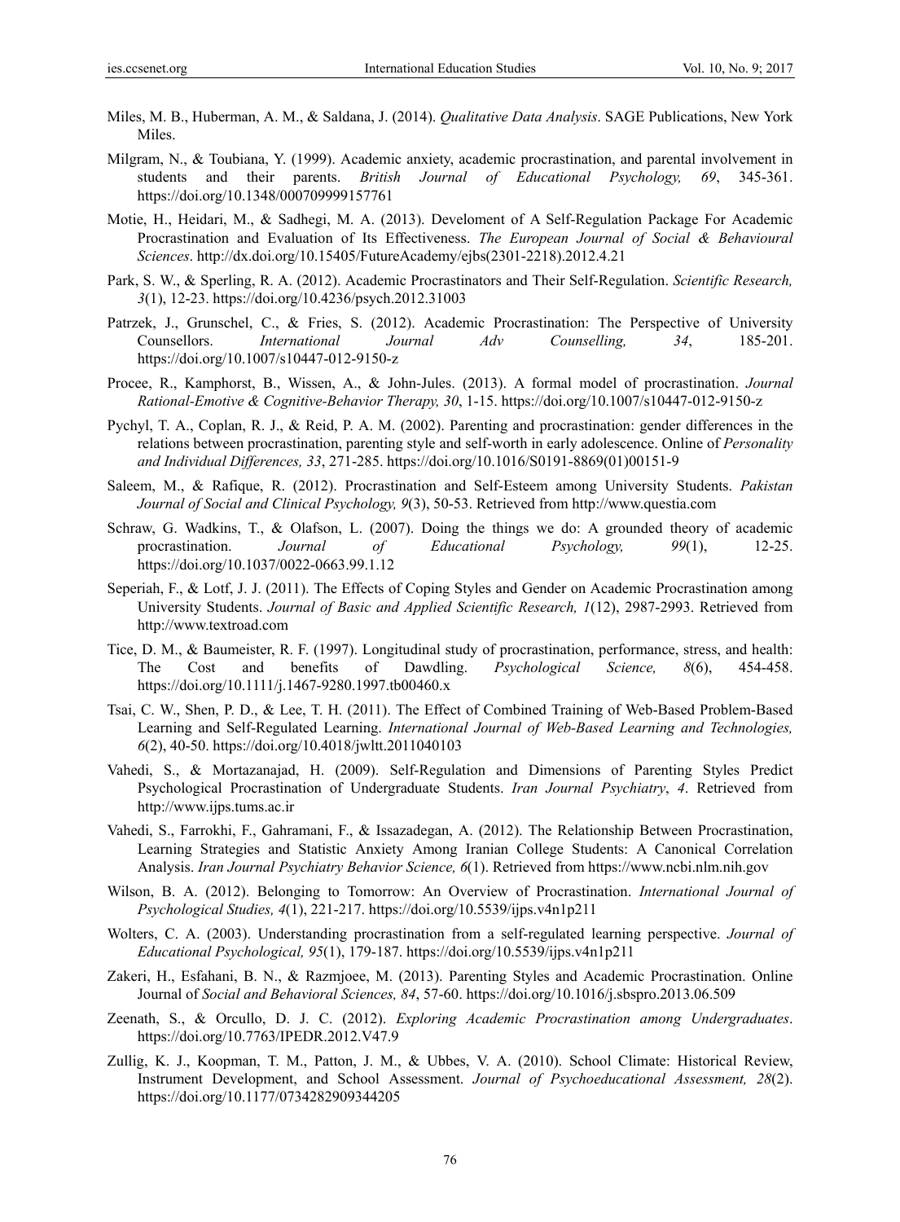Miles, M. B., Huberman, A. M., & Saldana, J. (2014). *Qualitative Data Analysis*. SAGE Publications, New York Miles.

Milgram, N., & Toubiana, Y. (1999). Academic anxiety, academic procrastination, and parental involvement in students and their parents. *British Journal of Educational Psychology, 69*, 345-361. https://doi.org/10.1348/000709999157761

Motie, H., Heidari, M., & Sadhegi, M. A. (2013). Develoment of A Self-Regulation Package For Academic Procrastination and Evaluation of Its Effectiveness. *The European Journal of Social & Behavioural Sciences*. http://dx.doi.org/10.15405/FutureAcademy/ejbs(2301-2218).2012.4.21

Park, S. W., & Sperling, R. A. (2012). Academic Procrastinators and Their Self-Regulation. *Scientific Research, 3*(1), 12-23. https://doi.org/10.4236/psych.2012.31003

Patrzek, J., Grunschel, C., & Fries, S. (2012). Academic Procrastination: The Perspective of University Counsellors. *International Journal Adv Counselling, 34*, 185-201. https://doi.org/10.1007/s10447-012-9150-z

Procee, R., Kamphorst, B., Wissen, A., & John-Jules. (2013). A formal model of procrastination. *Journal Rational-Emotive & Cognitive-Behavior Therapy, 30*, 1-15. https://doi.org/10.1007/s10447-012-9150-z

Pychyl, T. A., Coplan, R. J., & Reid, P. A. M. (2002). Parenting and procrastination: gender differences in the relations between procrastination, parenting style and self-worth in early adolescence. Online of *Personality and Individual Differences, 33*, 271-285. https://doi.org/10.1016/S0191-8869(01)00151-9

Saleem, M., & Rafique, R. (2012). Procrastination and Self-Esteem among University Students. *Pakistan Journal of Social and Clinical Psychology, 9*(3), 50-53. Retrieved from http://www.questia.com

Schraw, G. Wadkins, T., & Olafson, L. (2007). Doing the things we do: A grounded theory of academic procrastination. *Journal of Educational Psychology, 99*(1), 12-25. https://doi.org/10.1037/0022-0663.99.1.12

Seperiah, F., & Lotf, J. J. (2011). The Effects of Coping Styles and Gender on Academic Procrastination among University Students. *Journal of Basic and Applied Scientific Research, 1*(12), 2987-2993. Retrieved from http://www.textroad.com

Tice, D. M., & Baumeister, R. F. (1997). Longitudinal study of procrastination, performance, stress, and health: The Cost and benefits of Dawdling. *Psychological Science, 8*(6), 454-458. https://doi.org/10.1111/j.1467-9280.1997.tb00460.x

Tsai, C. W., Shen, P. D., & Lee, T. H. (2011). The Effect of Combined Training of Web-Based Problem-Based Learning and Self-Regulated Learning. *International Journal of Web-Based Learning and Technologies, 6*(2), 40-50. https://doi.org/10.4018/jwltt.2011040103

Vahedi, S., & Mortazanajad, H. (2009). Self-Regulation and Dimensions of Parenting Styles Predict Psychological Procrastination of Undergraduate Students. *Iran Journal Psychiatry*, *4*. Retrieved from http://www.ijps.tums.ac.ir

Vahedi, S., Farrokhi, F., Gahramani, F., & Issazadegan, A. (2012). The Relationship Between Procrastination, Learning Strategies and Statistic Anxiety Among Iranian College Students: A Canonical Correlation Analysis. *Iran Journal Psychiatry Behavior Science, 6*(1). Retrieved from https://www.ncbi.nlm.nih.gov

Wilson, B. A. (2012). Belonging to Tomorrow: An Overview of Procrastination. *International Journal of Psychological Studies, 4*(1), 221-217. https://doi.org/10.5539/ijps.v4n1p211

Wolters, C. A. (2003). Understanding procrastination from a self-regulated learning perspective. *Journal of Educational Psychological, 95*(1), 179-187. https://doi.org/10.5539/ijps.v4n1p211

Zakeri, H., Esfahani, B. N., & Razmjoee, M. (2013). Parenting Styles and Academic Procrastination. Online Journal of *Social and Behavioral Sciences, 84*, 57-60. https://doi.org/10.1016/j.sbspro.2013.06.509

Zeenath, S., & Orcullo, D. J. C. (2012). *Exploring Academic Procrastination among Undergraduates*. https://doi.org/10.7763/IPEDR.2012.V47.9

Zullig, K. J., Koopman, T. M., Patton, J. M., & Ubbes, V. A. (2010). School Climate: Historical Review, Instrument Development, and School Assessment. *Journal of Psychoeducational Assessment, 28*(2). https://doi.org/10.1177/0734282909344205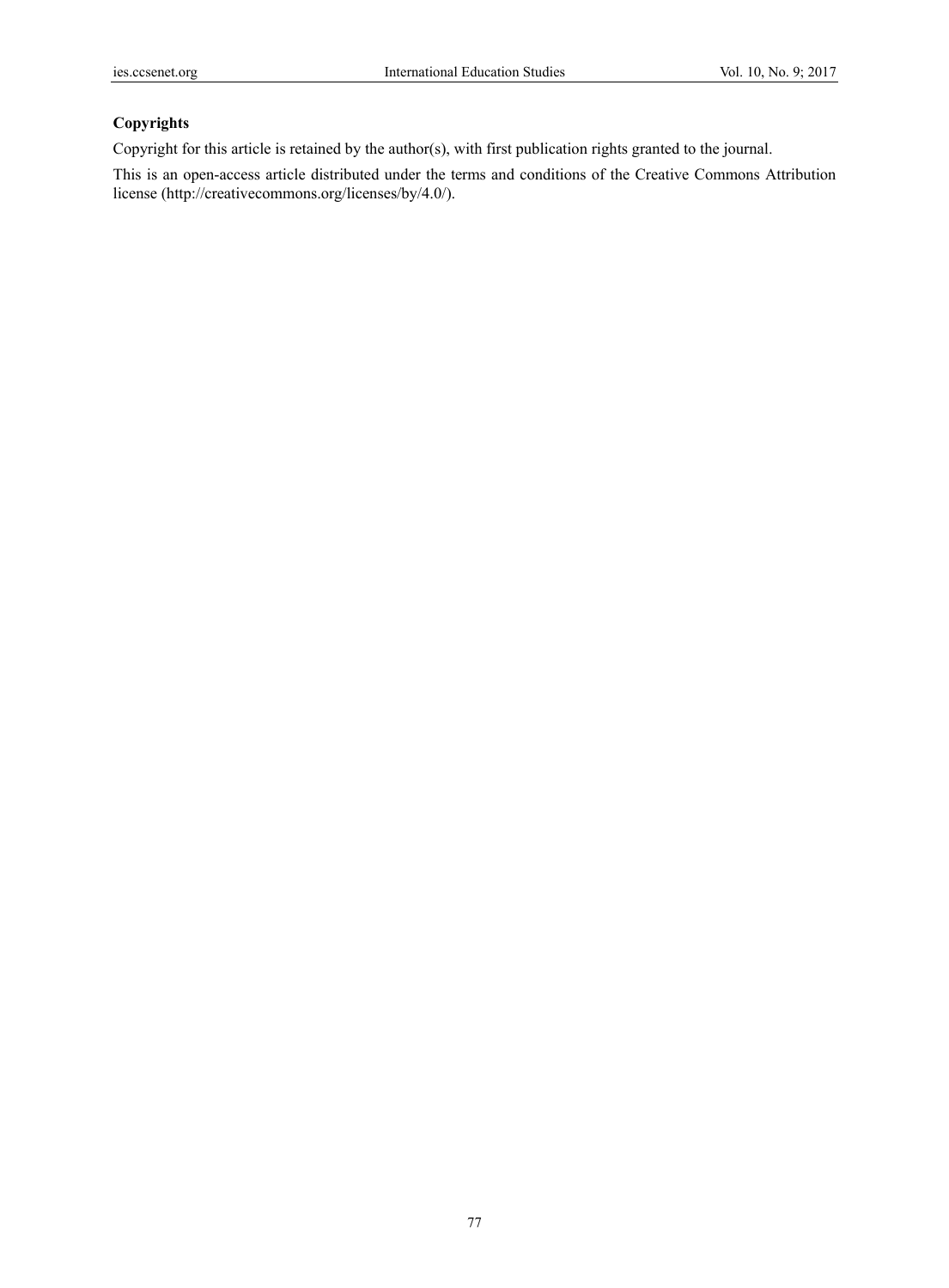**Copyrights**

Copyright for this article is retained by the author(s), with first publication rights granted to the journal.

This is an open-access article distributed under the terms and conditions of the Creative Commons Attribution license (http://creativecommons.org/licenses/by/4.0/).